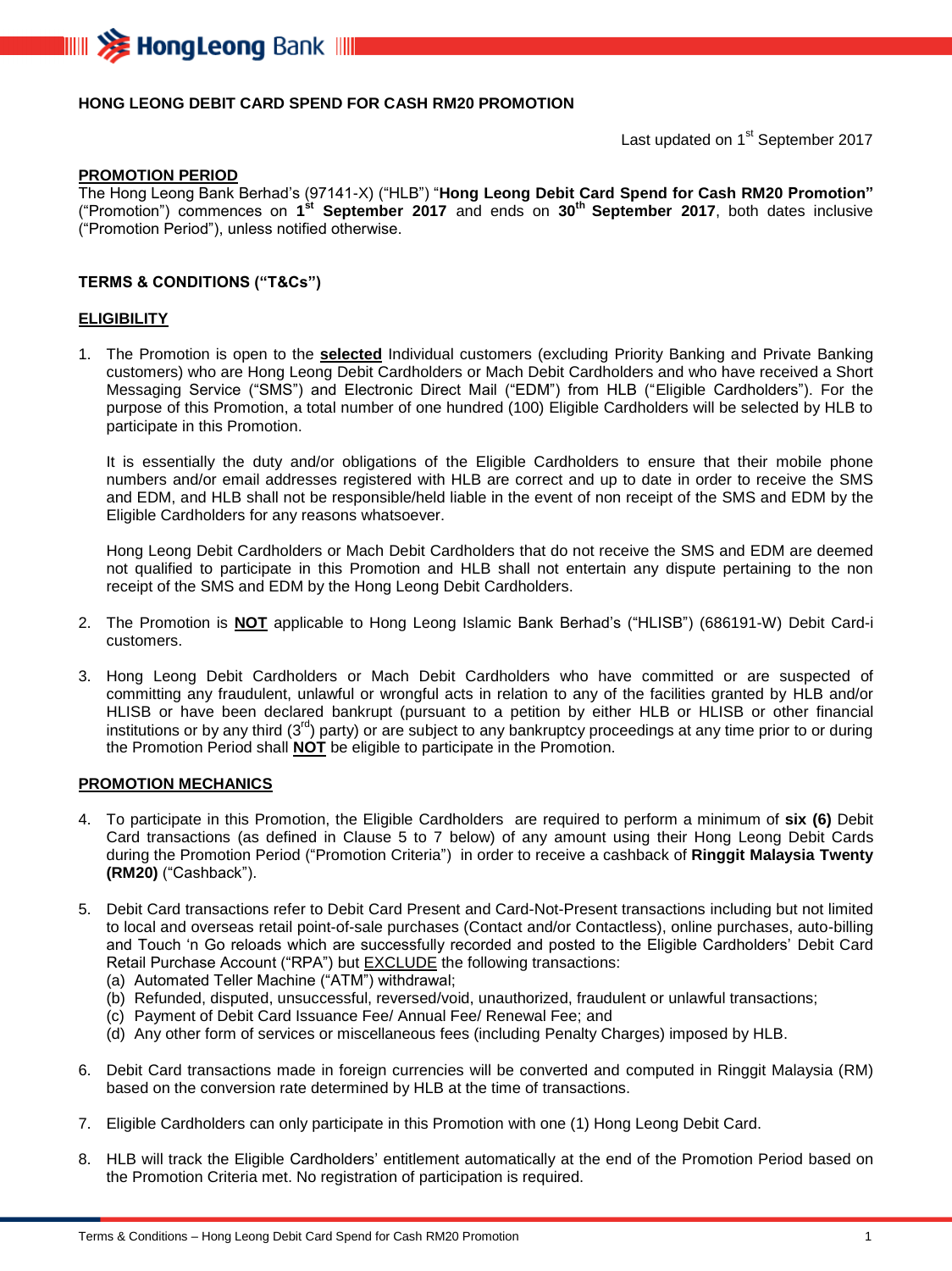**HONG LEONG DEBIT CARD SPEND FOR CASH RM20 PROMOTION**

Last updated on 1st September 2017

**PROMOTION PERIOD**

The Hong Leong Bank Berhad's (97141-X) ("HLB") "**Hong Leong Debit Card Spend for Cash RM20 Promotion"** ("Promotion") commences on **1st September 2017** and ends on **30th September 2017**, both dates inclusive ("Promotion Period"), unless notified otherwise.

**TERMS & CONDITIONS ("T&Cs")**

**ELIGIBILITY**

1. The Promotion is open to the **selected** Individual customers (excluding Priority Banking and Private Banking customers) who are Hong Leong Debit Cardholders or Mach Debit Cardholders and who have received a Short Messaging Service ("SMS") and Electronic Direct Mail ("EDM") from HLB ("Eligible Cardholders"). For the purpose of this Promotion, a total number of one hundred (100) Eligible Cardholders will be selected by HLB to participate in this Promotion.

   It is essentially the duty and/or obligations of the Eligible Cardholders to ensure that their mobile phone numbers and/or email addresses registered with HLB are correct and up to date in order to receive the SMS and EDM, and HLB shall not be responsible/held liable in the event of non receipt of the SMS and EDM by the Eligible Cardholders for any reasons whatsoever.

   Hong Leong Debit Cardholders or Mach Debit Cardholders that do not receive the SMS and EDM are deemed not qualified to participate in this Promotion and HLB shall not entertain any dispute pertaining to the non receipt of the SMS and EDM by the Hong Leong Debit Cardholders.

2. The Promotion is **NOT** applicable to Hong Leong Islamic Bank Berhad's ("HLISB") (686191-W) Debit Card-i customers.

3. Hong Leong Debit Cardholders or Mach Debit Cardholders who have committed or are suspected of committing any fraudulent, unlawful or wrongful acts in relation to any of the facilities granted by HLB and/or HLISB or have been declared bankrupt (pursuant to a petition by either HLB or HLISB or other financial institutions or by any third (3rd) party) or are subject to any bankruptcy proceedings at any time prior to or during the Promotion Period shall **NOT** be eligible to participate in the Promotion.

**PROMOTION MECHANICS**

4. To participate in this Promotion, the Eligible Cardholders are required to perform a minimum of **six (6)** Debit Card transactions (as defined in Clause 5 to 7 below) of any amount using their Hong Leong Debit Cards during the Promotion Period ("Promotion Criteria") in order to receive a cashback of **Ringgit Malaysia Twenty (RM20)** ("Cashback").

5. Debit Card transactions refer to Debit Card Present and Card-Not-Present transactions including but not limited to local and overseas retail point-of-sale purchases (Contact and/or Contactless), online purchases, auto-billing and Touch 'n Go reloads which are successfully recorded and posted to the Eligible Cardholders' Debit Card Retail Purchase Account ("RPA") but EXCLUDE the following transactions:
   (a) Automated Teller Machine ("ATM") withdrawal;
   (b) Refunded, disputed, unsuccessful, reversed/void, unauthorized, fraudulent or unlawful transactions;
   (c) Payment of Debit Card Issuance Fee/ Annual Fee/ Renewal Fee; and
   (d) Any other form of services or miscellaneous fees (including Penalty Charges) imposed by HLB.

6. Debit Card transactions made in foreign currencies will be converted and computed in Ringgit Malaysia (RM) based on the conversion rate determined by HLB at the time of transactions.

7. Eligible Cardholders can only participate in this Promotion with one (1) Hong Leong Debit Card.

8. HLB will track the Eligible Cardholders' entitlement automatically at the end of the Promotion Period based on the Promotion Criteria met. No registration of participation is required.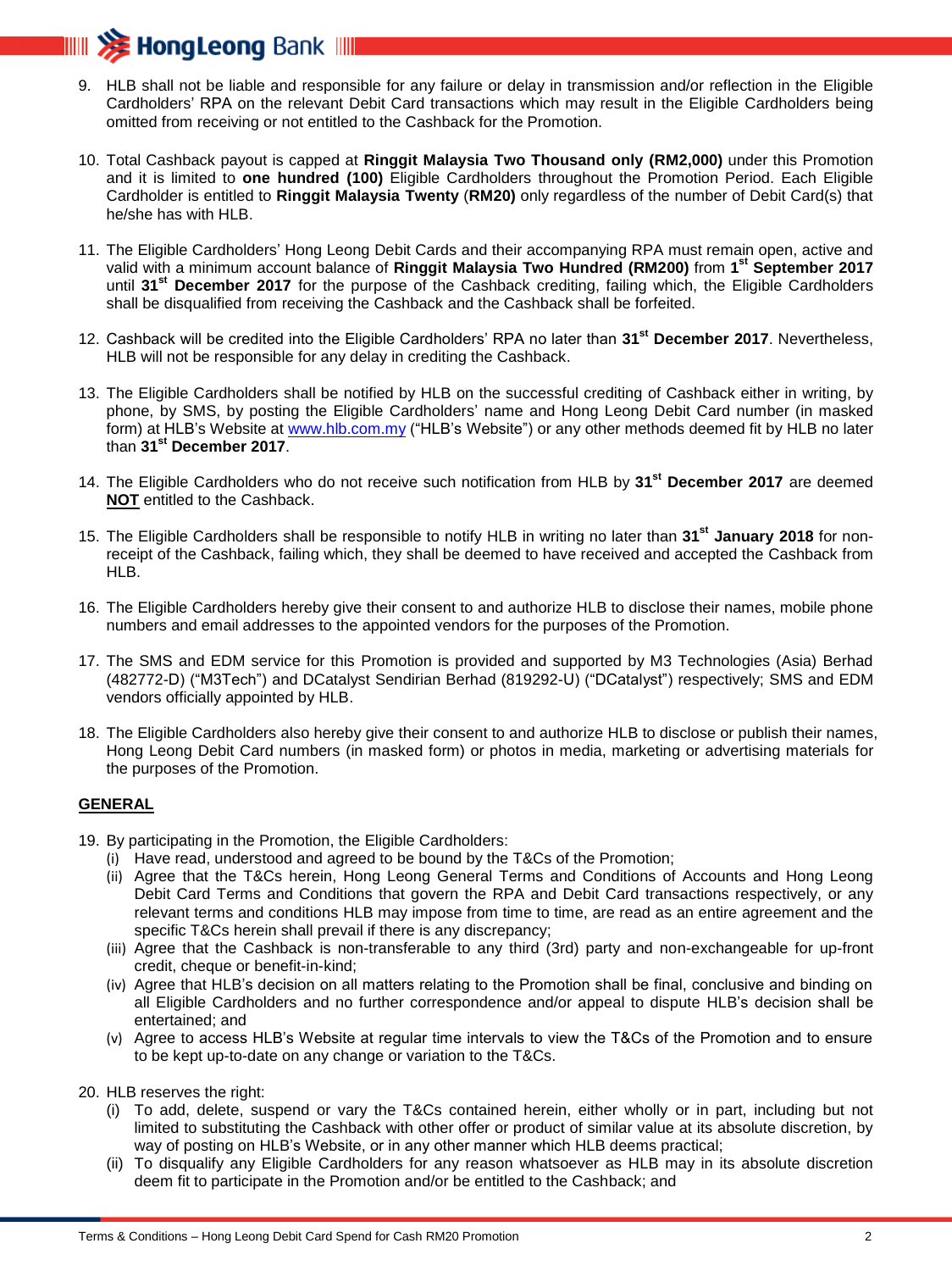9. HLB shall not be liable and responsible for any failure or delay in transmission and/or reflection in the Eligible Cardholders' RPA on the relevant Debit Card transactions which may result in the Eligible Cardholders being omitted from receiving or not entitled to the Cashback for the Promotion.

10. Total Cashback payout is capped at **Ringgit Malaysia Two Thousand only (RM2,000)** under this Promotion and it is limited to **one hundred (100)** Eligible Cardholders throughout the Promotion Period. Each Eligible Cardholder is entitled to **Ringgit Malaysia Twenty** (**RM20)** only regardless of the number of Debit Card(s) that he/she has with HLB.

11. The Eligible Cardholders' Hong Leong Debit Cards and their accompanying RPA must remain open, active and valid with a minimum account balance of **Ringgit Malaysia Two Hundred (RM200)** from **1st September 2017** until **31st December 2017** for the purpose of the Cashback crediting, failing which, the Eligible Cardholders shall be disqualified from receiving the Cashback and the Cashback shall be forfeited.

12. Cashback will be credited into the Eligible Cardholders' RPA no later than **31st December 2017**. Nevertheless, HLB will not be responsible for any delay in crediting the Cashback.

13. The Eligible Cardholders shall be notified by HLB on the successful crediting of Cashback either in writing, by phone, by SMS, by posting the Eligible Cardholders' name and Hong Leong Debit Card number (in masked form) at HLB's Website at www.hlb.com.my ("HLB's Website") or any other methods deemed fit by HLB no later than **31st December 2017**.

14. The Eligible Cardholders who do not receive such notification from HLB by **31st December 2017** are deemed **NOT** entitled to the Cashback.

15. The Eligible Cardholders shall be responsible to notify HLB in writing no later than **31st January 2018** for non-receipt of the Cashback, failing which, they shall be deemed to have received and accepted the Cashback from HLB.

16. The Eligible Cardholders hereby give their consent to and authorize HLB to disclose their names, mobile phone numbers and email addresses to the appointed vendors for the purposes of the Promotion.

17. The SMS and EDM service for this Promotion is provided and supported by M3 Technologies (Asia) Berhad (482772-D) ("M3Tech") and DCatalyst Sendirian Berhad (819292-U) ("DCatalyst") respectively; SMS and EDM vendors officially appointed by HLB.

18. The Eligible Cardholders also hereby give their consent to and authorize HLB to disclose or publish their names, Hong Leong Debit Card numbers (in masked form) or photos in media, marketing or advertising materials for the purposes of the Promotion.

## GENERAL

19. By participating in the Promotion, the Eligible Cardholders:
    (i) Have read, understood and agreed to be bound by the T&Cs of the Promotion;
    (ii) Agree that the T&Cs herein, Hong Leong General Terms and Conditions of Accounts and Hong Leong Debit Card Terms and Conditions that govern the RPA and Debit Card transactions respectively, or any relevant terms and conditions HLB may impose from time to time, are read as an entire agreement and the specific T&Cs herein shall prevail if there is any discrepancy;
    (iii) Agree that the Cashback is non-transferable to any third (3rd) party and non-exchangeable for up-front credit, cheque or benefit-in-kind;
    (iv) Agree that HLB's decision on all matters relating to the Promotion shall be final, conclusive and binding on all Eligible Cardholders and no further correspondence and/or appeal to dispute HLB's decision shall be entertained; and
    (v) Agree to access HLB's Website at regular time intervals to view the T&Cs of the Promotion and to ensure to be kept up-to-date on any change or variation to the T&Cs.

20. HLB reserves the right:
    (i) To add, delete, suspend or vary the T&Cs contained herein, either wholly or in part, including but not limited to substituting the Cashback with other offer or product of similar value at its absolute discretion, by way of posting on HLB's Website, or in any other manner which HLB deems practical;
    (ii) To disqualify any Eligible Cardholders for any reason whatsoever as HLB may in its absolute discretion deem fit to participate in the Promotion and/or be entitled to the Cashback; and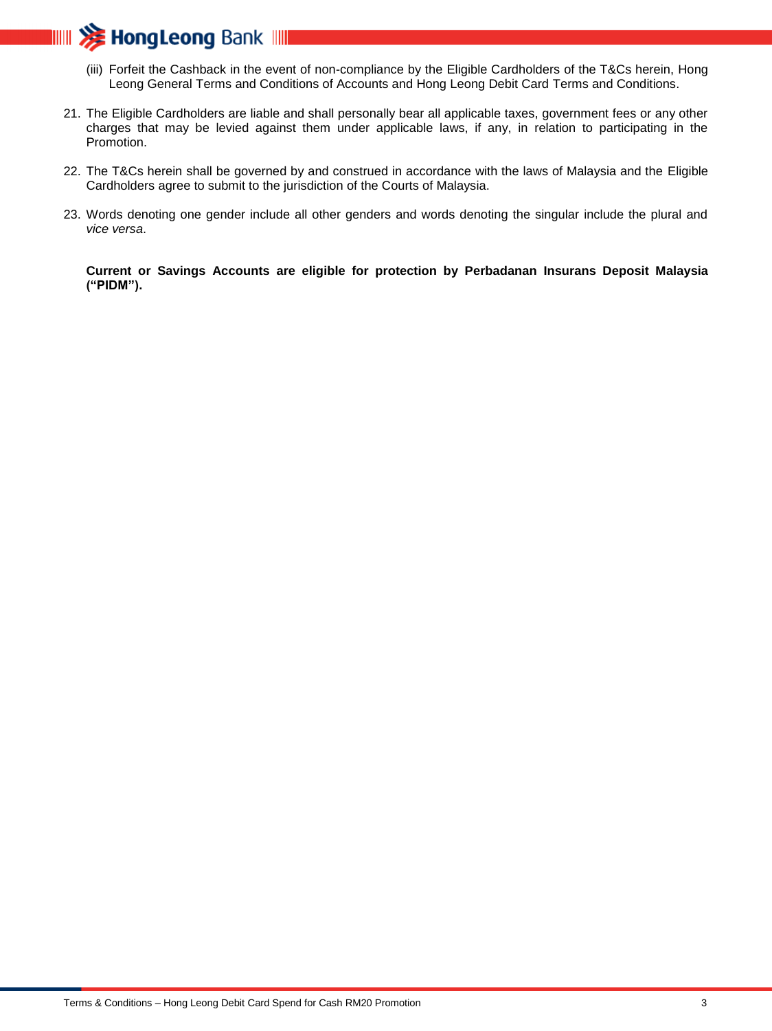(iii) Forfeit the Cashback in the event of non-compliance by the Eligible Cardholders of the T&Cs herein, Hong Leong General Terms and Conditions of Accounts and Hong Leong Debit Card Terms and Conditions.

21. The Eligible Cardholders are liable and shall personally bear all applicable taxes, government fees or any other charges that may be levied against them under applicable laws, if any, in relation to participating in the Promotion.

22. The T&Cs herein shall be governed by and construed in accordance with the laws of Malaysia and the Eligible Cardholders agree to submit to the jurisdiction of the Courts of Malaysia.

23. Words denoting one gender include all other genders and words denoting the singular include the plural and *vice versa*.

**Current or Savings Accounts are eligible for protection by Perbadanan Insurans Deposit Malaysia ("PIDM").**